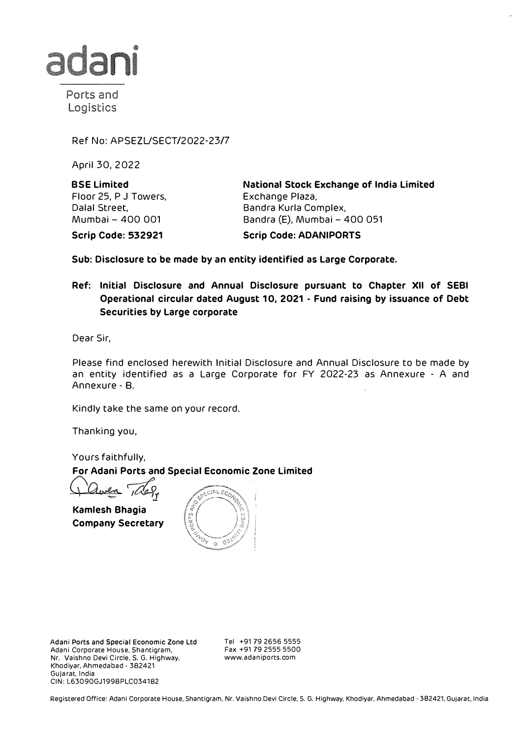Ref No: APSEZL/SECT/2022-23/7

April 30, 2022

| **BSE Limited** | **National Stock Exchange of India Limited** |
| --- | --- |
| Floor 25, P J Towers, | Exchange Plaza, |
| Dalal Street, | Bandra Kurla Complex, |
| Mumbai – 400 001 | Bandra (E), Mumbai – 400 051 |
| **Scrip Code: 532921** | **Scrip Code: ADANIPORTS** |

**Sub: Disclosure to be made by an entity identified as Large Corporate.**

**Ref: Initial Disclosure and Annual Disclosure pursuant to Chapter XII of SEBI Operational circular dated August 10, 2021 - Fund raising by issuance of Debt Securities by Large corporate**

Dear Sir,

Please find enclosed herewith Initial Disclosure and Annual Disclosure to be made by an entity identified as a Large Corporate for FY 2022-23 as Annexure - A and Annexure - B.

Kindly take the same on your record.

Thanking you,

Yours faithfully,

**For Adani Ports and Special Economic Zone Limited**

**Kamlesh Bhagia**
**Company Secretary**

Adani Ports and Special Economic Zone Ltd
Adani Corporate House, Shantigram,
Nr. Vaishno Devi Circle, S. G. Highway,
Khodiyar, Ahmedabad - 382421
Gujarat, India
CIN: L63090GJ1998PLC034182

Tel +91 79 2656 5555
Fax +91 79 2555 5500
www.adaniports.com

Registered Office: Adani Corporate House, Shantigram, Nr. Vaishno Devi Circle, S. G. Highway, Khodiyar, Ahmedabad - 382421, Gujarat, India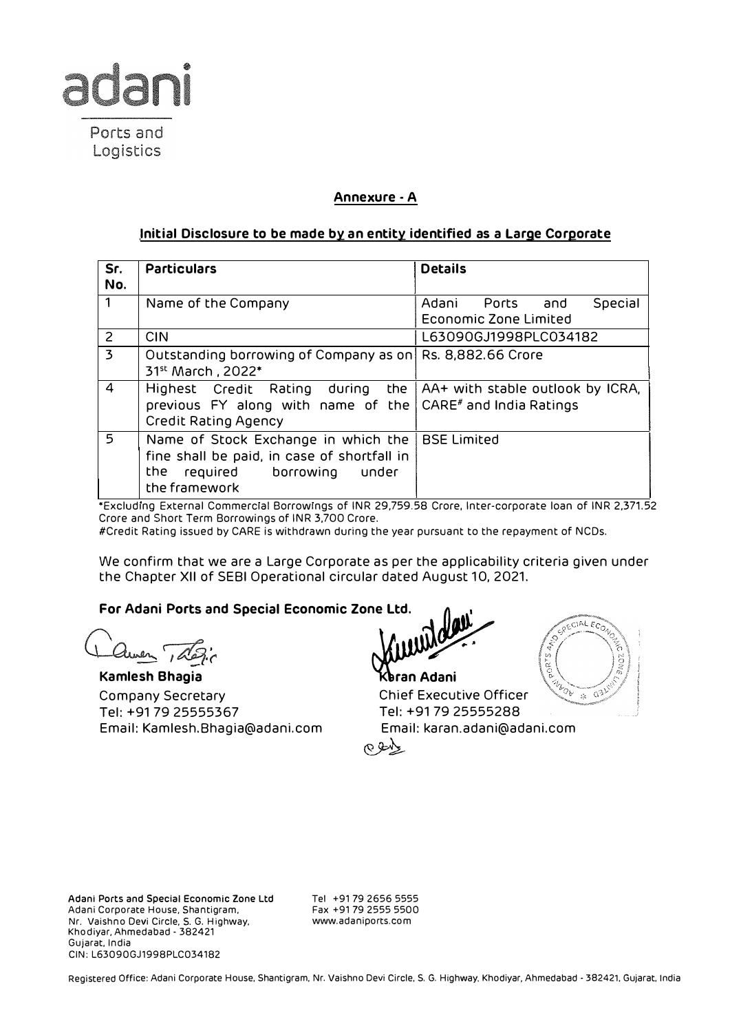adani

Ports and Logistics

## Annexure - A

### Initial Disclosure to be made by an entity identified as a Large Corporate

| Sr. No. | Particulars | Details |
|---|---|---|
| 1 | Name of the Company | Adani Ports and Special Economic Zone Limited |
| 2 | CIN | L63090GJ1998PLC034182 |
| 3 | Outstanding borrowing of Company as on 31st March , 2022* | Rs. 8,882.66 Crore |
| 4 | Highest Credit Rating during the previous FY along with name of the Credit Rating Agency | AA+ with stable outlook by ICRA, CARE# and India Ratings |
| 5 | Name of Stock Exchange in which the fine shall be paid, in case of shortfall in the required borrowing under the framework | BSE Limited |

*Excluding External Commercial Borrowings of INR 29,759.58 Crore, Inter-corporate loan of INR 2,371.52 Crore and Short Term Borrowings of INR 3,700 Crore.

#Credit Rating issued by CARE is withdrawn during the year pursuant to the repayment of NCDs.

We confirm that we are a Large Corporate as per the applicability criteria given under the Chapter XII of SEBI Operational circular dated August 10, 2021.

**For Adani Ports and Special Economic Zone Ltd.**

**Kamlesh Bhagia**
Company Secretary
Tel: +91 79 25555367
Email: Kamlesh.Bhagia@adani.com

**Karan Adani**
Chief Executive Officer
Tel: +91 79 25555288
Email: karan.adani@adani.com

**Adani Ports and Special Economic Zone Ltd**
Adani Corporate House, Shantigram,
Nr. Vaishno Devi Circle, S. G. Highway,
Khodiyar, Ahmedabad - 382421
Gujarat, India
CIN: L63090GJ1998PLC034182

Tel +91 79 2656 5555
Fax +91 79 2555 5500
www.adaniports.com

Registered Office: Adani Corporate House, Shantigram, Nr. Vaishno Devi Circle, S. G. Highway, Khodiyar, Ahmedabad - 382421, Gujarat, India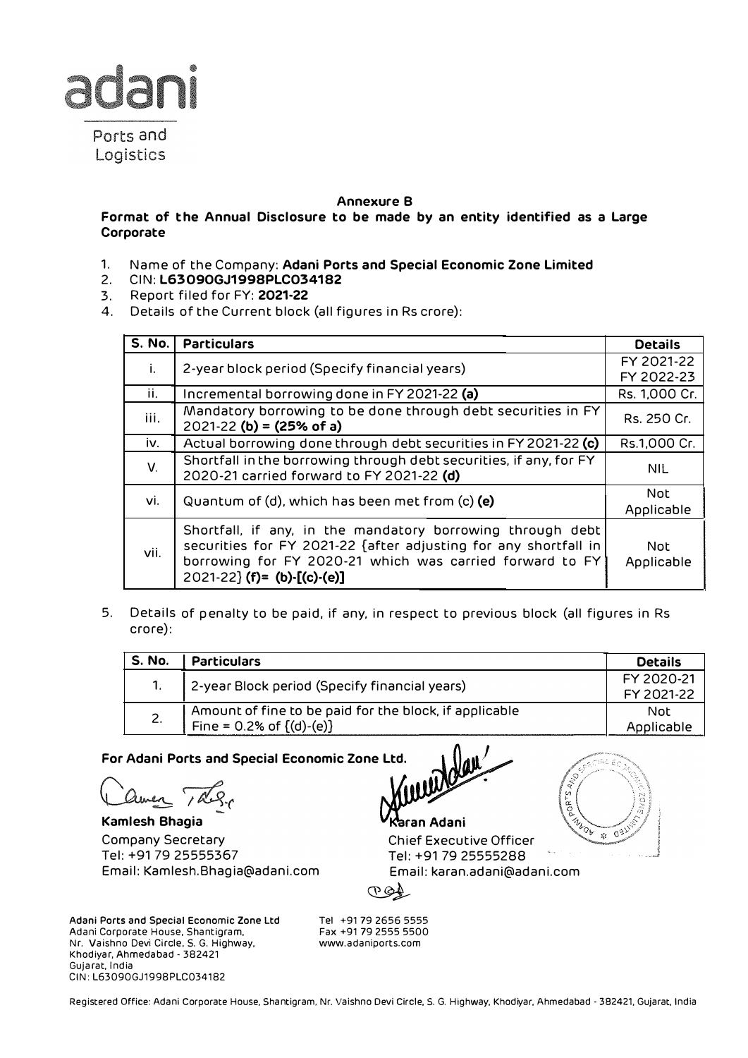adani

Ports and Logistics

**Annexure B**

**Format of the Annual Disclosure to be made by an entity identified as a Large Corporate**

1. Name of the Company: **Adani Ports and Special Economic Zone Limited**
2. CIN: **L63090GJ1998PLC034182**
3. Report filed for FY: **2021-22**
4. Details of the Current block (all figures in Rs crore):

| S. No. | Particulars | Details |
|---|---|---|
| i. | 2-year block period (Specify financial years) | FY 2021-22<br>FY 2022-23 |
| ii. | Incremental borrowing done in FY 2021-22 **(a)** | Rs. 1,000 Cr. |
| iii. | Mandatory borrowing to be done through debt securities in FY 2021-22 **(b) = (25% of a)** | Rs. 250 Cr. |
| iv. | Actual borrowing done through debt securities in FY 2021-22 **(c)** | Rs.1,000 Cr. |
| V. | Shortfall in the borrowing through debt securities, if any, for FY 2020-21 carried forward to FY 2021-22 **(d)** | NIL |
| vi. | Quantum of (d), which has been met from (c) **(e)** | Not Applicable |
| vii. | Shortfall, if any, in the mandatory borrowing through debt securities for FY 2021-22 {after adjusting for any shortfall in borrowing for FY 2020-21 which was carried forward to FY 2021-22} **(f)= (b)-[(c)-(e)]** | Not Applicable |

5. Details of penalty to be paid, if any, in respect to previous block (all figures in Rs crore):

| S. No. | Particulars | Details |
|---|---|---|
| 1. | 2-year Block period (Specify financial years) | FY 2020-21<br>FY 2021-22 |
| 2. | Amount of fine to be paid for the block, if applicable<br>Fine = 0.2% of {(d)-(e)} | Not Applicable |

**For Adani Ports and Special Economic Zone Ltd.**

**Kamlesh Bhagia**
Company Secretary
Tel: +91 79 25555367
Email: Kamlesh.Bhagia@adani.com

**Karan Adani**
Chief Executive Officer
Tel: +91 79 25555288
Email: karan.adani@adani.com

**Adani Ports and Special Economic Zone Ltd**
Adani Corporate House, Shantigram,
Nr. Vaishno Devi Circle, S. G. Highway,
Khodiyar, Ahmedabad - 382421
Gujarat, India
CIN: L63090GJ1998PLC034182

Tel +91 79 2656 5555
Fax +91 79 2555 5500
www.adaniports.com

Registered Office: Adani Corporate House, Shantigram, Nr. Vaishno Devi Circle, S. G. Highway, Khodiyar, Ahmedabad - 382421, Gujarat, India